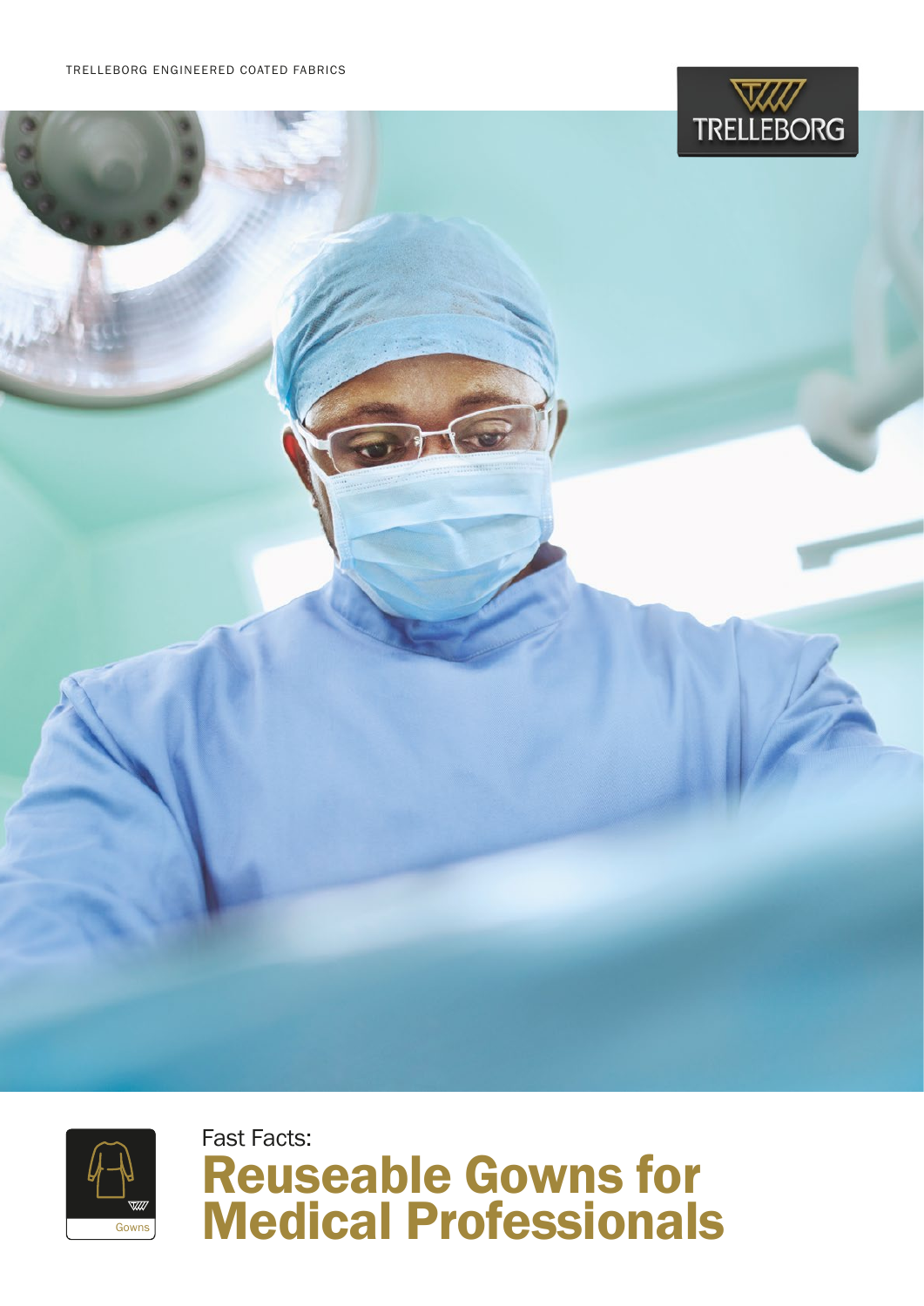TRELLEBORG ENGINEERED COATED FABRICS

Fast Facts:

# Reuseable Gowns for Medical Professionals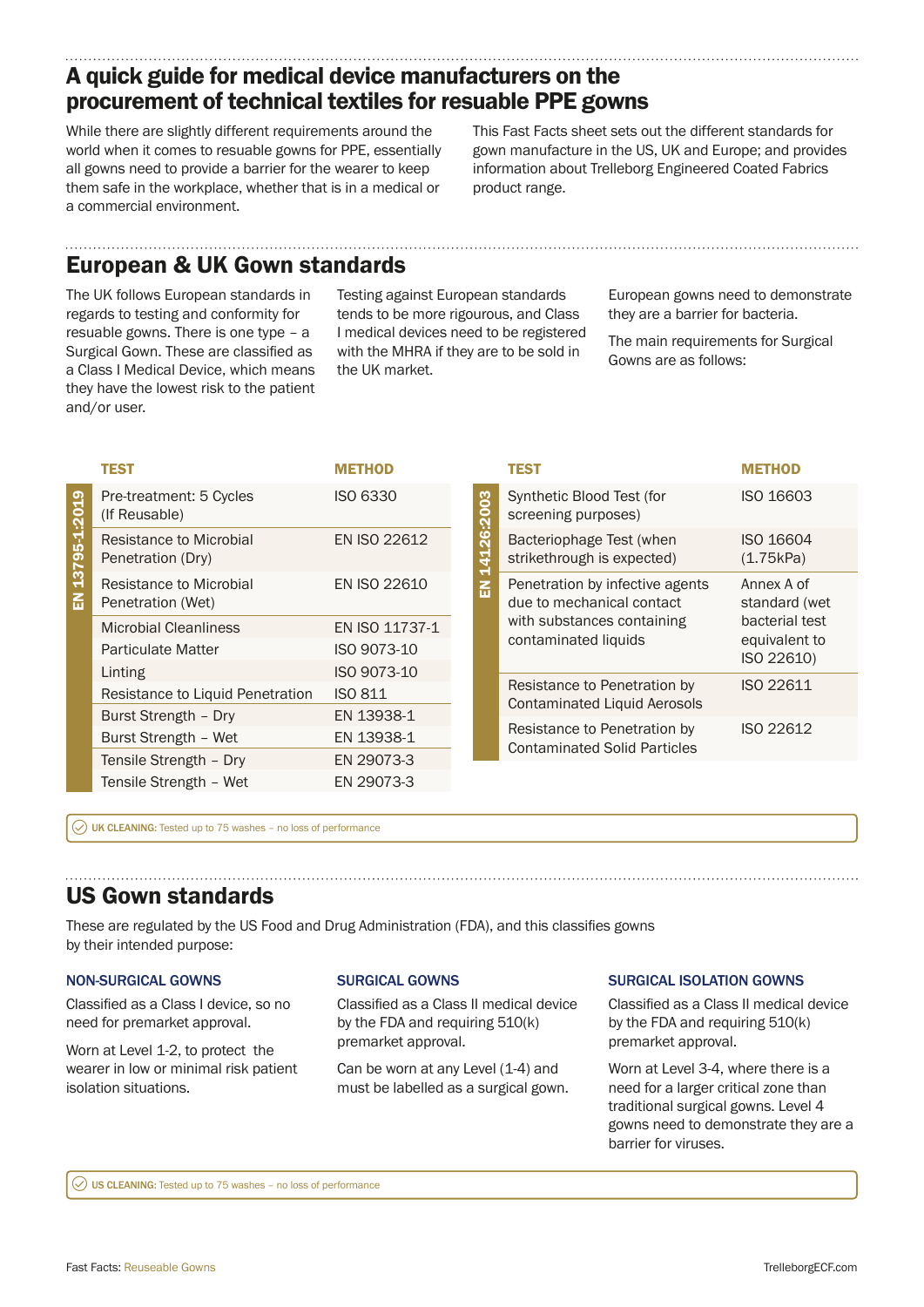## A quick guide for medical device manufacturers on the procurement of technical textiles for resuable PPE gowns

While there are slightly different requirements around the world when it comes to resuable gowns for PPE, essentially all gowns need to provide a barrier for the wearer to keep them safe in the workplace, whether that is in a medical or a commercial environment.

This Fast Facts sheet sets out the different standards for gown manufacture in the US, UK and Europe; and provides information about Trelleborg Engineered Coated Fabrics product range.

## European & UK Gown standards

The UK follows European standards in regards to testing and conformity for resuable gowns. There is one type – a Surgical Gown. These are classified as a Class I Medical Device, which means they have the lowest risk to the patient and/or user.

Testing against European standards tends to be more rigourous, and Class I medical devices need to be registered with the MHRA if they are to be sold in the UK market.

European gowns need to demonstrate they are a barrier for bacteria.

The main requirements for Surgical Gowns are as follows:

| Standard | TEST | METHOD |
|---|---|---|
| EN 13795-1:2019 | Pre-treatment: 5 Cycles (If Reusable) | ISO 6330 |
| | Resistance to Microbial Penetration (Dry) | EN ISO 22612 |
| | Resistance to Microbial Penetration (Wet) | EN ISO 22610 |
| | Microbial Cleanliness | EN ISO 11737-1 |
| | Particulate Matter | ISO 9073-10 |
| | Linting | ISO 9073-10 |
| | Resistance to Liquid Penetration | ISO 811 |
| | Burst Strength – Dry | EN 13938-1 |
| | Burst Strength – Wet | EN 13938-1 |
| | Tensile Strength – Dry | EN 29073-3 |
| | Tensile Strength – Wet | EN 29073-3 |

| Standard | TEST | METHOD |
|---|---|---|
| EN 14126:2003 | Synthetic Blood Test (for screening purposes) | ISO 16603 |
| | Bacteriophage Test (when strikethrough is expected) | ISO 16604 (1.75kPa) |
| | Penetration by infective agents due to mechanical contact with substances containing contaminated liquids | Annex A of standard (wet bacterial test equivalent to ISO 22610) |
| | Resistance to Penetration by Contaminated Liquid Aerosols | ISO 22611 |
| | Resistance to Penetration by Contaminated Solid Particles | ISO 22612 |

**UK CLEANING:** Tested up to 75 washes – no loss of performance

## US Gown standards

These are regulated by the US Food and Drug Administration (FDA), and this classifies gowns by their intended purpose:

### NON-SURGICAL GOWNS

Classified as a Class I device, so no need for premarket approval.

Worn at Level 1-2, to protect the wearer in low or minimal risk patient isolation situations.

### SURGICAL GOWNS

Classified as a Class II medical device by the FDA and requiring 510(k) premarket approval.

Can be worn at any Level (1-4) and must be labelled as a surgical gown.

### SURGICAL ISOLATION GOWNS

Classified as a Class II medical device by the FDA and requiring 510(k) premarket approval.

Worn at Level 3-4, where there is a need for a larger critical zone than traditional surgical gowns. Level 4 gowns need to demonstrate they are a barrier for viruses.

**US CLEANING:** Tested up to 75 washes – no loss of performance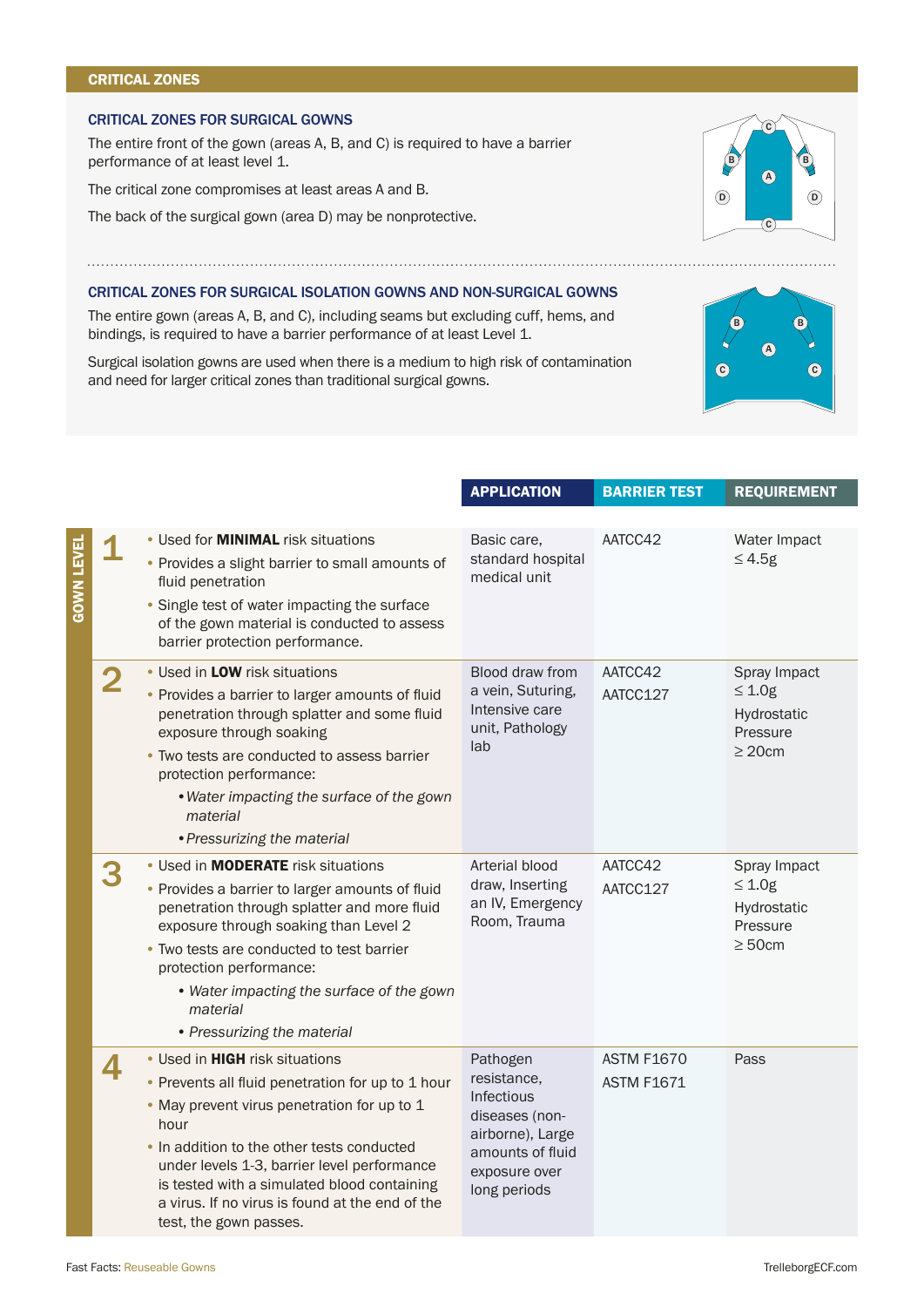## CRITICAL ZONES

### CRITICAL ZONES FOR SURGICAL GOWNS

The entire front of the gown (areas A, B, and C) is required to have a barrier performance of at least level 1.

The critical zone compromises at least areas A and B.

The back of the surgical gown (area D) may be nonprotective.

### CRITICAL ZONES FOR SURGICAL ISOLATION GOWNS AND NON-SURGICAL GOWNS

The entire gown (areas A, B, and C), including seams but excluding cuff, hems, and bindings, is required to have a barrier performance of at least Level 1.

Surgical isolation gowns are used when there is a medium to high risk of contamination and need for larger critical zones than traditional surgical gowns.

| GOWN LEVEL | | APPLICATION | BARRIER TEST | REQUIREMENT |
|---|---|---|---|---|
| 1 | • Used for **MINIMAL** risk situations<br>• Provides a slight barrier to small amounts of fluid penetration<br>• Single test of water impacting the surface of the gown material is conducted to assess barrier protection performance. | Basic care, standard hospital medical unit | AATCC42 | Water Impact ≤ 4.5g |
| 2 | • Used in **LOW** risk situations<br>• Provides a barrier to larger amounts of fluid penetration through splatter and some fluid exposure through soaking<br>• Two tests are conducted to assess barrier protection performance:<br>  • *Water impacting the surface of the gown material*<br>  • *Pressurizing the material* | Blood draw from a vein, Suturing, Intensive care unit, Pathology lab | AATCC42<br>AATCC127 | Spray Impact ≤ 1.0g<br>Hydrostatic Pressure ≥ 20cm |
| 3 | • Used in **MODERATE** risk situations<br>• Provides a barrier to larger amounts of fluid penetration through splatter and more fluid exposure through soaking than Level 2<br>• Two tests are conducted to test barrier protection performance:<br>  • *Water impacting the surface of the gown material*<br>  • *Pressurizing the material* | Arterial blood draw, Inserting an IV, Emergency Room, Trauma | AATCC42<br>AATCC127 | Spray Impact ≤ 1.0g<br>Hydrostatic Pressure ≥ 50cm |
| 4 | • Used in **HIGH** risk situations<br>• Prevents all fluid penetration for up to 1 hour<br>• May prevent virus penetration for up to 1 hour<br>• In addition to the other tests conducted under levels 1-3, barrier level performance is tested with a simulated blood containing a virus. If no virus is found at the end of the test, the gown passes. | Pathogen resistance, Infectious diseases (non-airborne), Large amounts of fluid exposure over long periods | ASTM F1670<br>ASTM F1671 | Pass |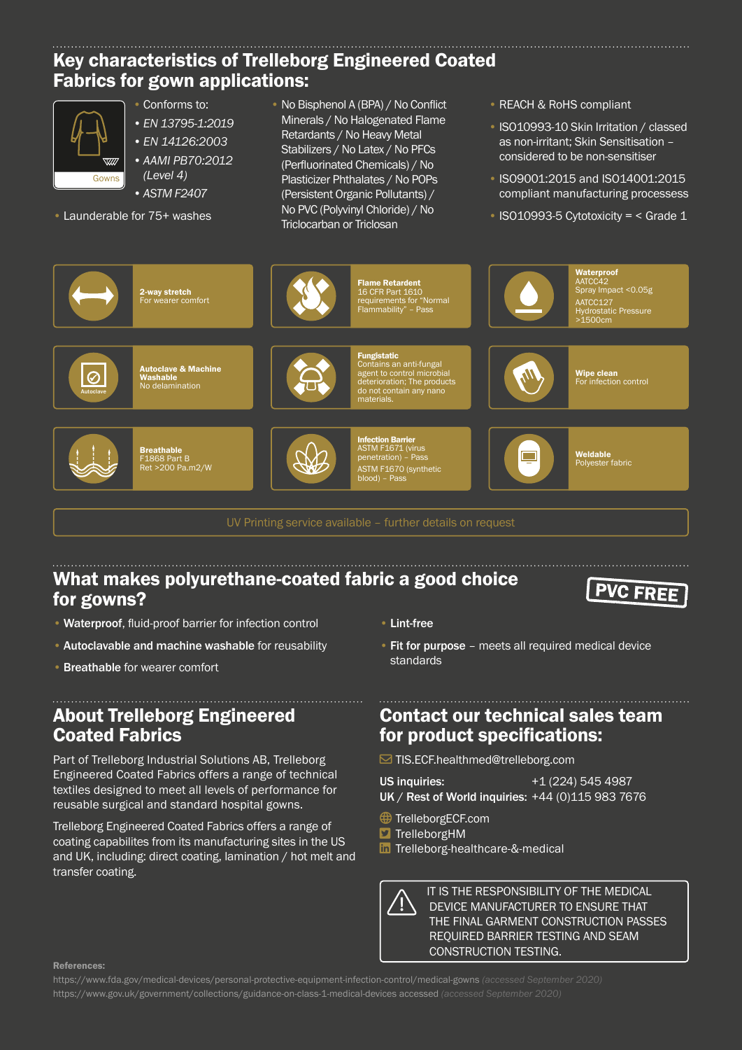## Key characteristics of Trelleborg Engineered Coated Fabrics for gown applications:

Gowns

- Conforms to:
  - *EN 13795-1:2019*
  - *EN 14126:2003*
  - *AAMI PB70:2012 (Level 4)*
  - *ASTM F2407*
- Launderable for 75+ washes

- No Bisphenol A (BPA) / No Conflict Minerals / No Halogenated Flame Retardants / No Heavy Metal Stabilizers / No Latex / No PFCs (Perfluorinated Chemicals) / No Plasticizer Phthalates / No POPs (Persistent Organic Pollutants) / No PVC (Polyvinyl Chloride) / No Triclocarban or Triclosan

- REACH & RoHS compliant
- ISO10993-10 Skin Irritation / classed as non-irritant; Skin Sensitisation – considered to be non-sensitiser
- ISO9001:2015 and ISO14001:2015 compliant manufacturing processess
- ISO10993-5 Cytotoxicity = < Grade 1

**2-way stretch**
For wearer comfort

**Flame Retardant**
16 CFR Part 1610 requirements for "Normal Flammability" – Pass

**Waterproof**
AATCC42
Spray Impact <0.05g
AATCC127
Hydrostatic Pressure >1500cm

Autoclave

**Autoclave & Machine Washable**
No delamination

**Fungistatic**
Contains an anti-fungal agent to control microbial deterioration; The products do not contain any nano materials.

**Wipe clean**
For infection control

**Breathable**
F1868 Part B
Ret >200 Pa.m2/W

**Infection Barrier**
ASTM F1671 (virus penetration) – Pass
ASTM F1670 (synthetic blood) – Pass

**Weldable**
Polyester fabric

UV Printing service available – further details on request

## What makes polyurethane-coated fabric a good choice for gowns?

PVC FREE

- **Waterproof**, fluid-proof barrier for infection control
- **Autoclavable and machine washable** for reusability
- **Breathable** for wearer comfort
- **Lint-free**
- **Fit for purpose** – meets all required medical device standards

## About Trelleborg Engineered Coated Fabrics

Part of Trelleborg Industrial Solutions AB, Trelleborg Engineered Coated Fabrics offers a range of technical textiles designed to meet all levels of performance for reusable surgical and standard hospital gowns.

Trelleborg Engineered Coated Fabrics offers a range of coating capabilites from its manufacturing sites in the US and UK, including: direct coating, lamination / hot melt and transfer coating.

## Contact our technical sales team for product specifications:

TIS.ECF.healthmed@trelleborg.com

**US inquiries:** +1 (224) 545 4987
**UK / Rest of World inquiries:** +44 (0)115 983 7676

TrelleborgECF.com
TrelleborgHM
Trelleborg-healthcare-&-medical

IT IS THE RESPONSIBILITY OF THE MEDICAL DEVICE MANUFACTURER TO ENSURE THAT THE FINAL GARMENT CONSTRUCTION PASSES REQUIRED BARRIER TESTING AND SEAM CONSTRUCTION TESTING.

**References:**
https://www.fda.gov/medical-devices/personal-protective-equipment-infection-control/medical-gowns *(accessed September 2020)*
https://www.gov.uk/government/collections/guidance-on-class-1-medical-devices accessed *(accessed September 2020)*